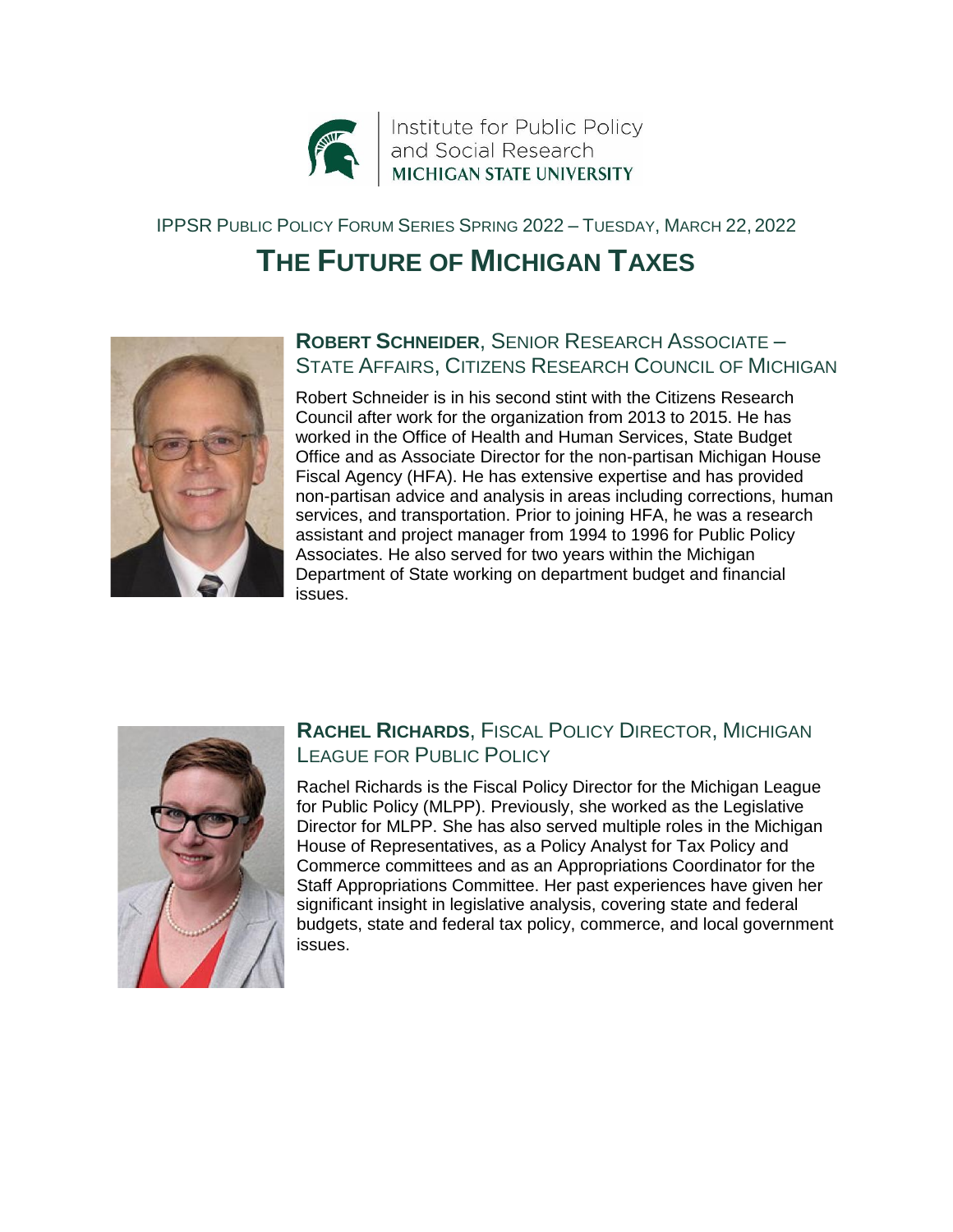Institute for Public Policy and Social Research
MICHIGAN STATE UNIVERSITY

IPPSR PUBLIC POLICY FORUM SERIES SPRING 2022 – TUESDAY, MARCH 22, 2022

# THE FUTURE OF MICHIGAN TAXES

## **ROBERT SCHNEIDER**, SENIOR RESEARCH ASSOCIATE – STATE AFFAIRS, CITIZENS RESEARCH COUNCIL OF MICHIGAN

Robert Schneider is in his second stint with the Citizens Research Council after work for the organization from 2013 to 2015. He has worked in the Office of Health and Human Services, State Budget Office and as Associate Director for the non-partisan Michigan House Fiscal Agency (HFA). He has extensive expertise and has provided non-partisan advice and analysis in areas including corrections, human services, and transportation. Prior to joining HFA, he was a research assistant and project manager from 1994 to 1996 for Public Policy Associates. He also served for two years within the Michigan Department of State working on department budget and financial issues.

## **RACHEL RICHARDS**, FISCAL POLICY DIRECTOR, MICHIGAN LEAGUE FOR PUBLIC POLICY

Rachel Richards is the Fiscal Policy Director for the Michigan League for Public Policy (MLPP). Previously, she worked as the Legislative Director for MLPP. She has also served multiple roles in the Michigan House of Representatives, as a Policy Analyst for Tax Policy and Commerce committees and as an Appropriations Coordinator for the Staff Appropriations Committee. Her past experiences have given her significant insight in legislative analysis, covering state and federal budgets, state and federal tax policy, commerce, and local government issues.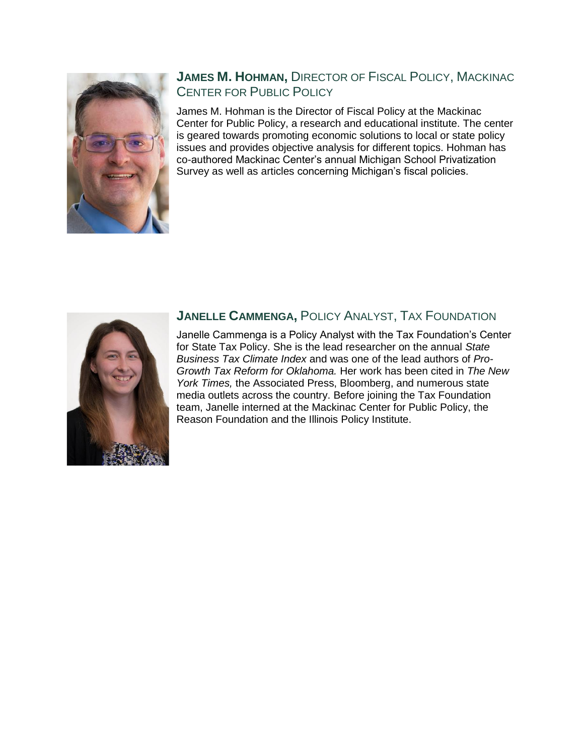## **JAMES M. HOHMAN,** DIRECTOR OF FISCAL POLICY, MACKINAC CENTER FOR PUBLIC POLICY

James M. Hohman is the Director of Fiscal Policy at the Mackinac Center for Public Policy, a research and educational institute. The center is geared towards promoting economic solutions to local or state policy issues and provides objective analysis for different topics. Hohman has co-authored Mackinac Center's annual Michigan School Privatization Survey as well as articles concerning Michigan's fiscal policies.

## **JANELLE CAMMENGA,** POLICY ANALYST, TAX FOUNDATION

Janelle Cammenga is a Policy Analyst with the Tax Foundation's Center for State Tax Policy. She is the lead researcher on the annual *State Business Tax Climate Index* and was one of the lead authors of *Pro-Growth Tax Reform for Oklahoma.* Her work has been cited in *The New York Times,* the Associated Press, Bloomberg, and numerous state media outlets across the country. Before joining the Tax Foundation team, Janelle interned at the Mackinac Center for Public Policy, the Reason Foundation and the Illinois Policy Institute.